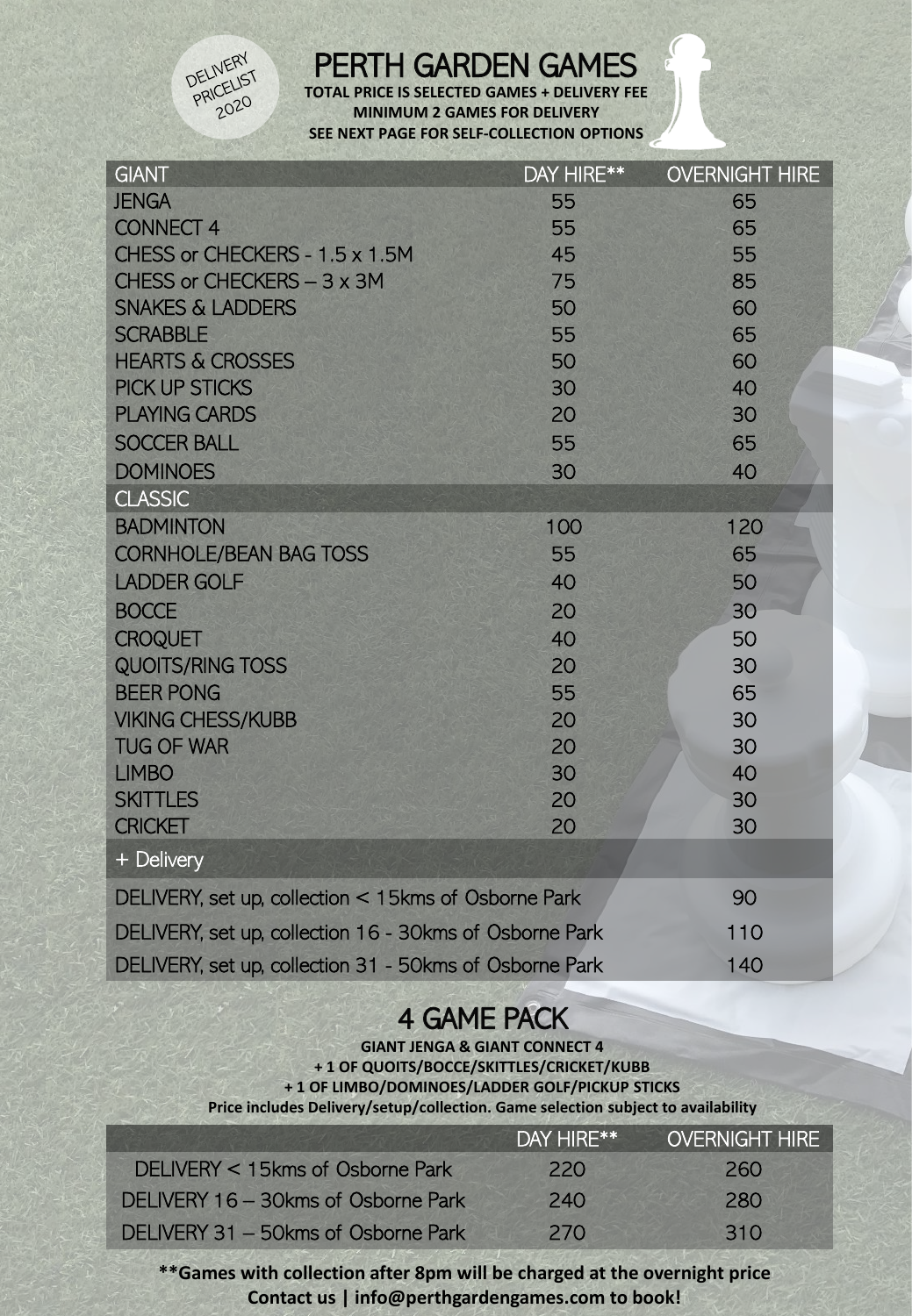DELIVERY PRICELIST 2020

# PERTH GARDEN GAMES

**TOTAL PRICE IS SELECTED GAMES + DELIVERY FEE**
**MINIMUM 2 GAMES FOR DELIVERY**
**SEE NEXT PAGE FOR SELF-COLLECTION OPTIONS**

| GIANT | DAY HIRE** | OVERNIGHT HIRE |
| --- | --- | --- |
| JENGA | 55 | 65 |
| CONNECT 4 | 55 | 65 |
| CHESS or CHECKERS - 1.5 x 1.5M | 45 | 55 |
| CHESS or CHECKERS – 3 x 3M | 75 | 85 |
| SNAKES & LADDERS | 50 | 60 |
| SCRABBLE | 55 | 65 |
| HEARTS & CROSSES | 50 | 60 |
| PICK UP STICKS | 30 | 40 |
| PLAYING CARDS | 20 | 30 |
| SOCCER BALL | 55 | 65 |
| DOMINOES | 30 | 40 |
| **CLASSIC** | | |
| BADMINTON | 100 | 120 |
| CORNHOLE/BEAN BAG TOSS | 55 | 65 |
| LADDER GOLF | 40 | 50 |
| BOCCE | 20 | 30 |
| CROQUET | 40 | 50 |
| QUOITS/RING TOSS | 20 | 30 |
| BEER PONG | 55 | 65 |
| VIKING CHESS/KUBB | 20 | 30 |
| TUG OF WAR | 20 | 30 |
| LIMBO | 30 | 40 |
| SKITTLES | 20 | 30 |
| CRICKET | 20 | 30 |
| **+ Delivery** | | |
| DELIVERY, set up, collection < 15kms of Osborne Park | | 90 |
| DELIVERY, set up, collection 16 - 30kms of Osborne Park | | 110 |
| DELIVERY, set up, collection 31 - 50kms of Osborne Park | | 140 |

## 4 GAME PACK

**GIANT JENGA & GIANT CONNECT 4**
**+ 1 OF QUOITS/BOCCE/SKITTLES/CRICKET/KUBB**
**+ 1 OF LIMBO/DOMINOES/LADDER GOLF/PICKUP STICKS**
**Price includes Delivery/setup/collection. Game selection subject to availability**

| | DAY HIRE** | OVERNIGHT HIRE |
| --- | --- | --- |
| DELIVERY < 15kms of Osborne Park | 220 | 260 |
| DELIVERY 16 – 30kms of Osborne Park | 240 | 280 |
| DELIVERY 31 – 50kms of Osborne Park | 270 | 310 |

**\*\*Games with collection after 8pm will be charged at the overnight price**
**Contact us | info@perthgardengames.com to book!**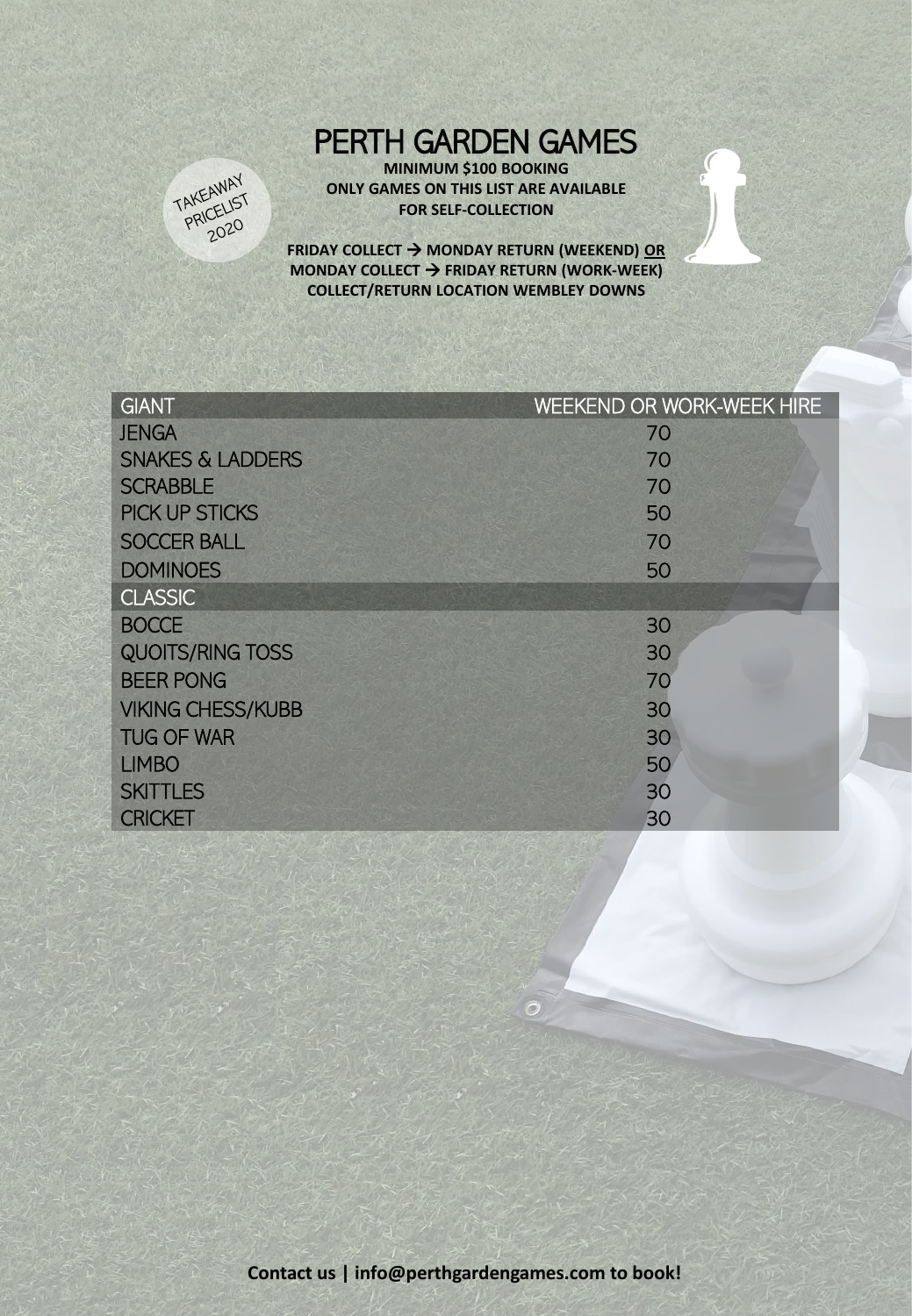# PERTH GARDEN GAMES

TAKEAWAY PRICELIST 2020

**MINIMUM $100 BOOKING**
**ONLY GAMES ON THIS LIST ARE AVAILABLE FOR SELF-COLLECTION**

**FRIDAY COLLECT → MONDAY RETURN (WEEKEND) OR MONDAY COLLECT → FRIDAY RETURN (WORK-WEEK)**
**COLLECT/RETURN LOCATION WEMBLEY DOWNS**

| GIANT | WEEKEND OR WORK-WEEK HIRE |
|---|---|
| JENGA | 70 |
| SNAKES & LADDERS | 70 |
| SCRABBLE | 70 |
| PICK UP STICKS | 50 |
| SOCCER BALL | 70 |
| DOMINOES | 50 |
| **CLASSIC** | |
| BOCCE | 30 |
| QUOITS/RING TOSS | 30 |
| BEER PONG | 70 |
| VIKING CHESS/KUBB | 30 |
| TUG OF WAR | 30 |
| LIMBO | 50 |
| SKITTLES | 30 |
| CRICKET | 30 |

**Contact us | info@perthgardengames.com to book!**